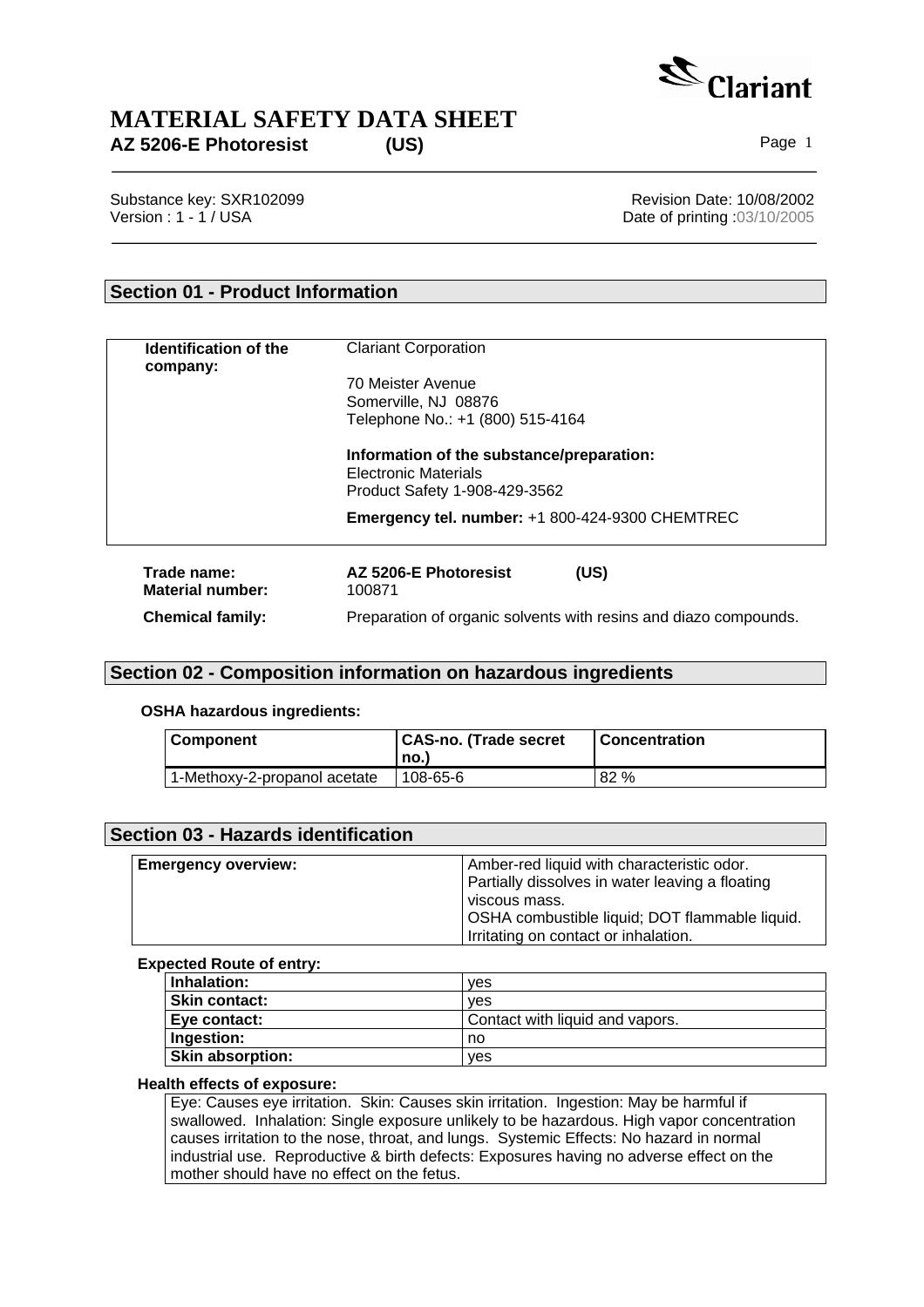# MATERIAL SAFETY DATA SHEET

**AZ 5206-E Photoresist (US)**

Substance key: SXR102099
Version : 1 - 1 / USA

Revision Date: 10/08/2002
Date of printing :03/10/2005

## Section 01 - Product Information

| | |
|---|---|
| **Identification of the company:** | Clariant Corporation<br><br>70 Meister Avenue<br>Somerville, NJ 08876<br>Telephone No.: +1 (800) 515-4164<br><br>**Information of the substance/preparation:**<br>Electronic Materials<br>Product Safety 1-908-429-3562<br><br>**Emergency tel. number:** +1 800-424-9300 CHEMTREC |

**Trade name:** AZ 5206-E Photoresist (US)
**Material number:** 100871

**Chemical family:** Preparation of organic solvents with resins and diazo compounds.

## Section 02 - Composition information on hazardous ingredients

**OSHA hazardous ingredients:**

| Component | CAS-no. (Trade secret no.) | Concentration |
|---|---|---|
| 1-Methoxy-2-propanol acetate | 108-65-6 | 82 % |

## Section 03 - Hazards identification

| | |
|---|---|
| **Emergency overview:** | Amber-red liquid with characteristic odor.<br>Partially dissolves in water leaving a floating viscous mass.<br>OSHA combustible liquid; DOT flammable liquid.<br>Irritating on contact or inhalation. |

**Expected Route of entry:**

| | |
|---|---|
| **Inhalation:** | yes |
| **Skin contact:** | yes |
| **Eye contact:** | Contact with liquid and vapors. |
| **Ingestion:** | no |
| **Skin absorption:** | yes |

**Health effects of exposure:**

Eye: Causes eye irritation. Skin: Causes skin irritation. Ingestion: May be harmful if swallowed. Inhalation: Single exposure unlikely to be hazardous. High vapor concentration causes irritation to the nose, throat, and lungs. Systemic Effects: No hazard in normal industrial use. Reproductive & birth defects: Exposures having no adverse effect on the mother should have no effect on the fetus.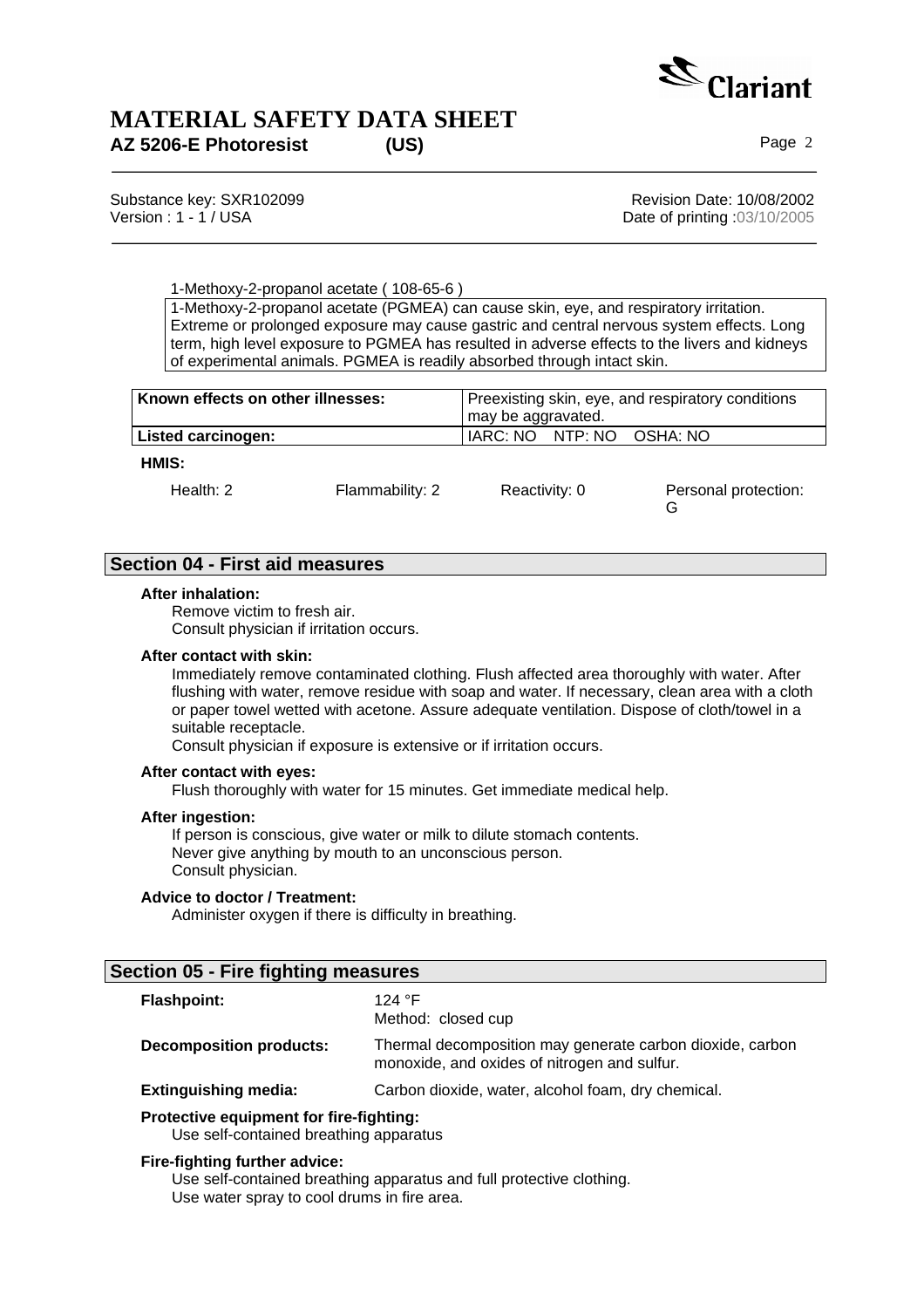1-Methoxy-2-propanol acetate ( 108-65-6 )

1-Methoxy-2-propanol acetate (PGMEA) can cause skin, eye, and respiratory irritation. Extreme or prolonged exposure may cause gastric and central nervous system effects. Long term, high level exposure to PGMEA has resulted in adverse effects to the livers and kidneys of experimental animals. PGMEA is readily absorbed through intact skin.

| | |
|---|---|
| **Known effects on other illnesses:** | Preexisting skin, eye, and respiratory conditions may be aggravated. |
| **Listed carcinogen:** | IARC: NO NTP: NO OSHA: NO |

**HMIS:**

| Health: 2 | Flammability: 2 | Reactivity: 0 | Personal protection: G |
|---|---|---|---|

## Section 04 - First aid measures

**After inhalation:**
Remove victim to fresh air.
Consult physician if irritation occurs.

**After contact with skin:**
Immediately remove contaminated clothing. Flush affected area thoroughly with water. After flushing with water, remove residue with soap and water. If necessary, clean area with a cloth or paper towel wetted with acetone. Assure adequate ventilation. Dispose of cloth/towel in a suitable receptacle.
Consult physician if exposure is extensive or if irritation occurs.

**After contact with eyes:**
Flush thoroughly with water for 15 minutes. Get immediate medical help.

**After ingestion:**
If person is conscious, give water or milk to dilute stomach contents.
Never give anything by mouth to an unconscious person.
Consult physician.

**Advice to doctor / Treatment:**
Administer oxygen if there is difficulty in breathing.

## Section 05 - Fire fighting measures

| | |
|---|---|
| **Flashpoint:** | 124 °F<br>Method: closed cup |
| **Decomposition products:** | Thermal decomposition may generate carbon dioxide, carbon monoxide, and oxides of nitrogen and sulfur. |
| **Extinguishing media:** | Carbon dioxide, water, alcohol foam, dry chemical. |

**Protective equipment for fire-fighting:**
Use self-contained breathing apparatus

**Fire-fighting further advice:**
Use self-contained breathing apparatus and full protective clothing.
Use water spray to cool drums in fire area.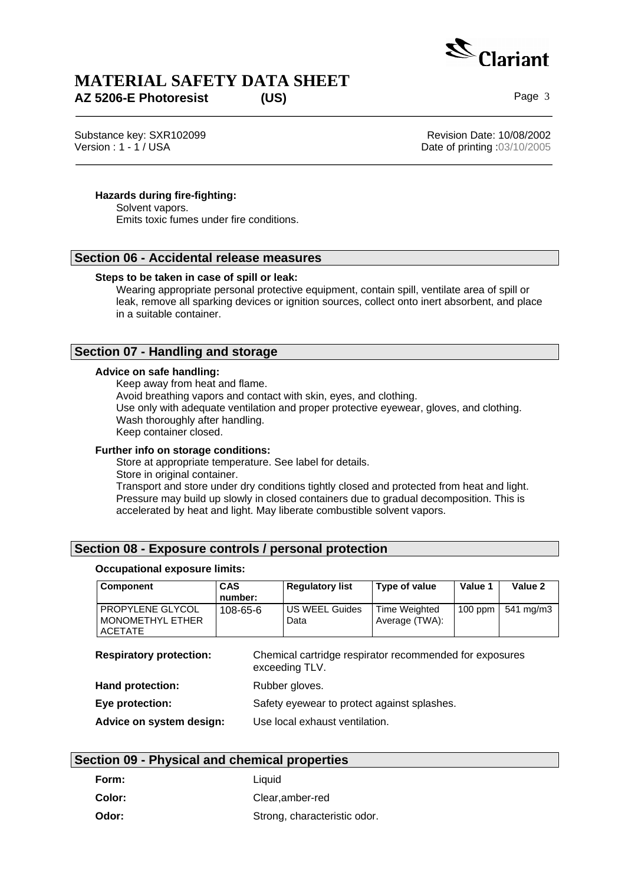**Hazards during fire-fighting:**

Solvent vapors.
Emits toxic fumes under fire conditions.

## Section 06 - Accidental release measures

**Steps to be taken in case of spill or leak:**

Wearing appropriate personal protective equipment, contain spill, ventilate area of spill or leak, remove all sparking devices or ignition sources, collect onto inert absorbent, and place in a suitable container.

## Section 07 - Handling and storage

**Advice on safe handling:**

Keep away from heat and flame.
Avoid breathing vapors and contact with skin, eyes, and clothing.
Use only with adequate ventilation and proper protective eyewear, gloves, and clothing.
Wash thoroughly after handling.
Keep container closed.

**Further info on storage conditions:**

Store at appropriate temperature. See label for details.
Store in original container.
Transport and store under dry conditions tightly closed and protected from heat and light.
Pressure may build up slowly in closed containers due to gradual decomposition. This is accelerated by heat and light. May liberate combustible solvent vapors.

## Section 08 - Exposure controls / personal protection

**Occupational exposure limits:**

| Component | CAS number: | Regulatory list | Type of value | Value 1 | Value 2 |
|---|---|---|---|---|---|
| PROPYLENE GLYCOL MONOMETHYL ETHER ACETATE | 108-65-6 | US WEEL Guides Data | Time Weighted Average (TWA): | 100 ppm | 541 mg/m3 |

**Respiratory protection:** Chemical cartridge respirator recommended for exposures exceeding TLV.

**Hand protection:** Rubber gloves.

**Eye protection:** Safety eyewear to protect against splashes.

**Advice on system design:** Use local exhaust ventilation.

## Section 09 - Physical and chemical properties

**Form:** Liquid

**Color:** Clear,amber-red

**Odor:** Strong, characteristic odor.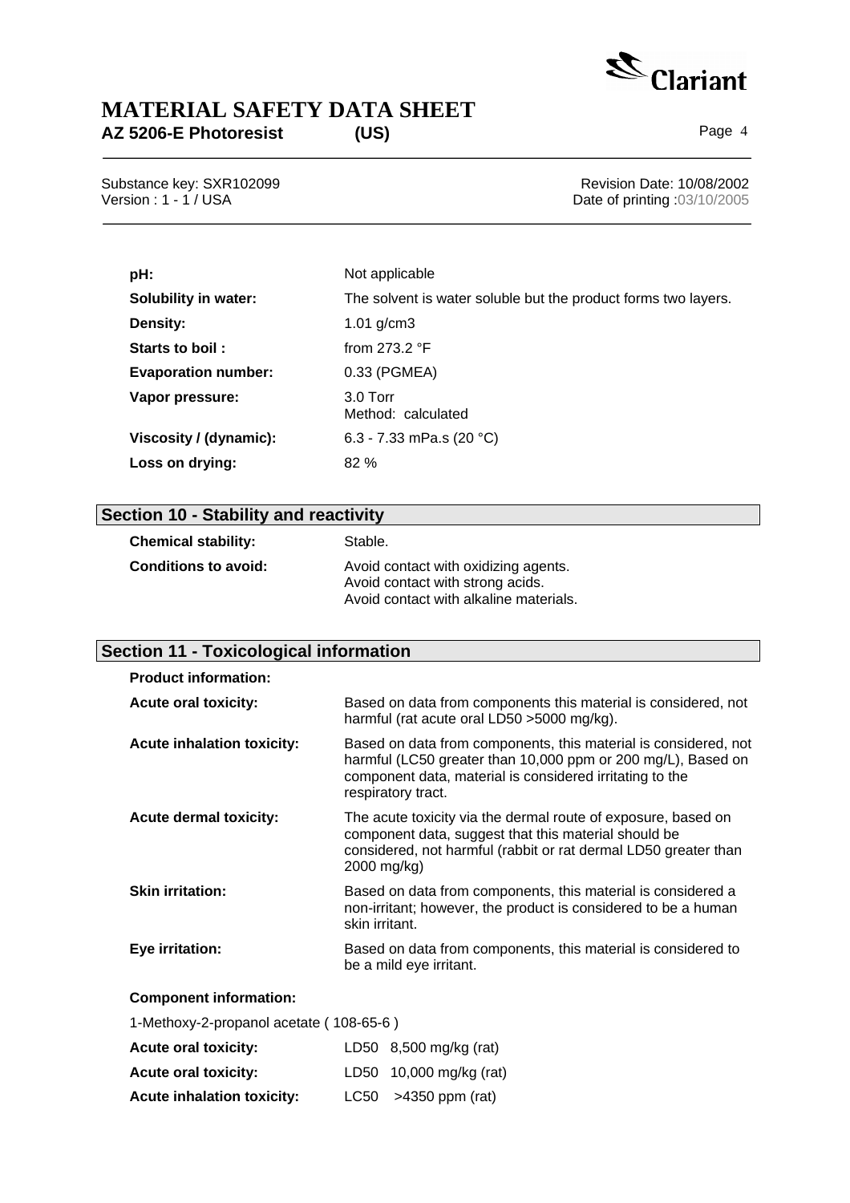| | |
|---|---|
| **pH:** | Not applicable |
| **Solubility in water:** | The solvent is water soluble but the product forms two layers. |
| **Density:** | 1.01 g/cm3 |
| **Starts to boil :** | from 273.2 °F |
| **Evaporation number:** | 0.33 (PGMEA) |
| **Vapor pressure:** | 3.0 Torr<br>Method: calculated |
| **Viscosity / (dynamic):** | 6.3 - 7.33 mPa.s (20 °C) |
| **Loss on drying:** | 82 % |

## Section 10 - Stability and reactivity

| | |
|---|---|
| **Chemical stability:** | Stable. |
| **Conditions to avoid:** | Avoid contact with oxidizing agents.<br>Avoid contact with strong acids.<br>Avoid contact with alkaline materials. |

## Section 11 - Toxicological information

**Product information:**

| | |
|---|---|
| **Acute oral toxicity:** | Based on data from components this material is considered, not harmful (rat acute oral LD50 >5000 mg/kg). |
| **Acute inhalation toxicity:** | Based on data from components, this material is considered, not harmful (LC50 greater than 10,000 ppm or 200 mg/L), Based on component data, material is considered irritating to the respiratory tract. |
| **Acute dermal toxicity:** | The acute toxicity via the dermal route of exposure, based on component data, suggest that this material should be considered, not harmful (rabbit or rat dermal LD50 greater than 2000 mg/kg) |
| **Skin irritation:** | Based on data from components, this material is considered a non-irritant; however, the product is considered to be a human skin irritant. |
| **Eye irritation:** | Based on data from components, this material is considered to be a mild eye irritant. |

**Component information:**

1-Methoxy-2-propanol acetate ( 108-65-6 )

| | |
|---|---|
| **Acute oral toxicity:** | LD50 8,500 mg/kg (rat) |
| **Acute oral toxicity:** | LD50 10,000 mg/kg (rat) |
| **Acute inhalation toxicity:** | LC50 >4350 ppm (rat) |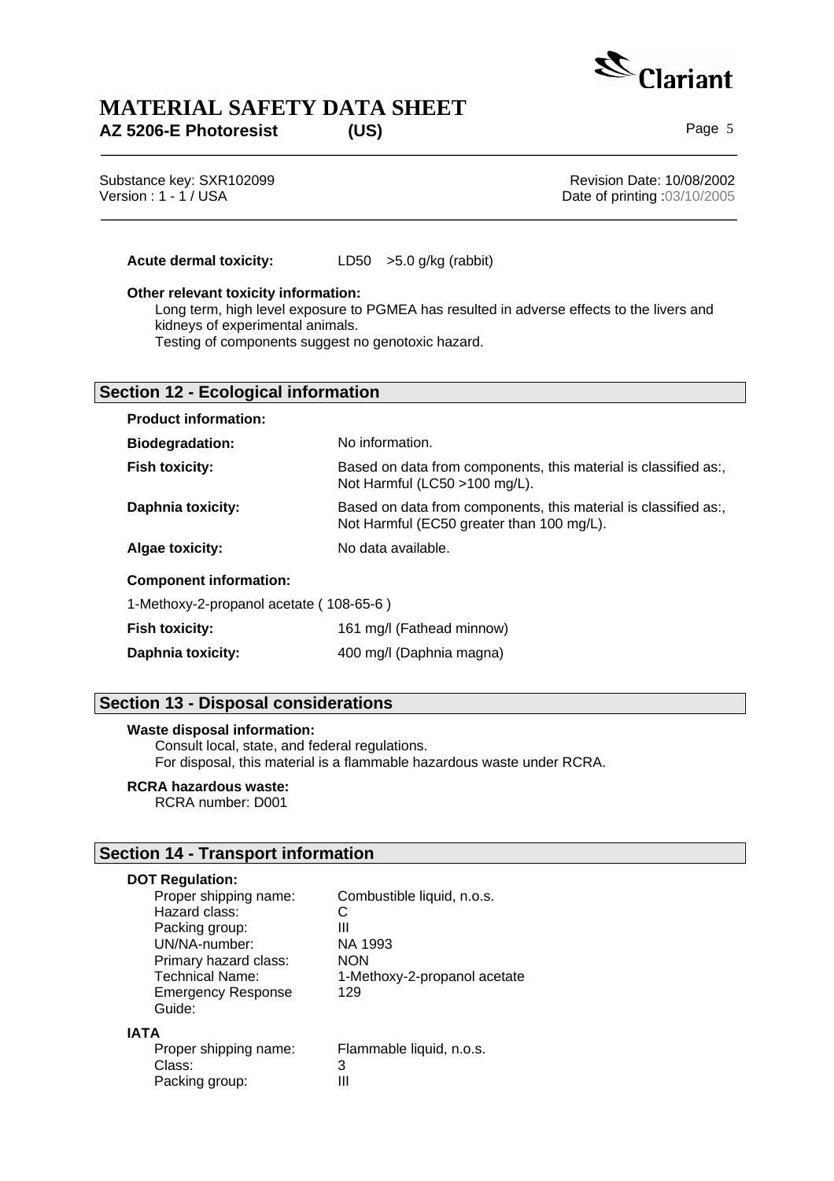**Acute dermal toxicity:** LD50 >5.0 g/kg (rabbit)

**Other relevant toxicity information:**

Long term, high level exposure to PGMEA has resulted in adverse effects to the livers and kidneys of experimental animals.
Testing of components suggest no genotoxic hazard.

## Section 12 - Ecological information

**Product information:**

| | |
|---|---|
| **Biodegradation:** | No information. |
| **Fish toxicity:** | Based on data from components, this material is classified as:, Not Harmful (LC50 >100 mg/L). |
| **Daphnia toxicity:** | Based on data from components, this material is classified as:, Not Harmful (EC50 greater than 100 mg/L). |
| **Algae toxicity:** | No data available. |

**Component information:**

1-Methoxy-2-propanol acetate ( 108-65-6 )

| | |
|---|---|
| **Fish toxicity:** | 161 mg/l (Fathead minnow) |
| **Daphnia toxicity:** | 400 mg/l (Daphnia magna) |

## Section 13 - Disposal considerations

**Waste disposal information:**

Consult local, state, and federal regulations.
For disposal, this material is a flammable hazardous waste under RCRA.

**RCRA hazardous waste:**

RCRA number: D001

## Section 14 - Transport information

**DOT Regulation:**

| | |
|---|---|
| Proper shipping name: | Combustible liquid, n.o.s. |
| Hazard class: | C |
| Packing group: | III |
| UN/NA-number: | NA 1993 |
| Primary hazard class: | NON |
| Technical Name: | 1-Methoxy-2-propanol acetate |
| Emergency Response Guide: | 129 |

**IATA**

| | |
|---|---|
| Proper shipping name: | Flammable liquid, n.o.s. |
| Class: | 3 |
| Packing group: | III |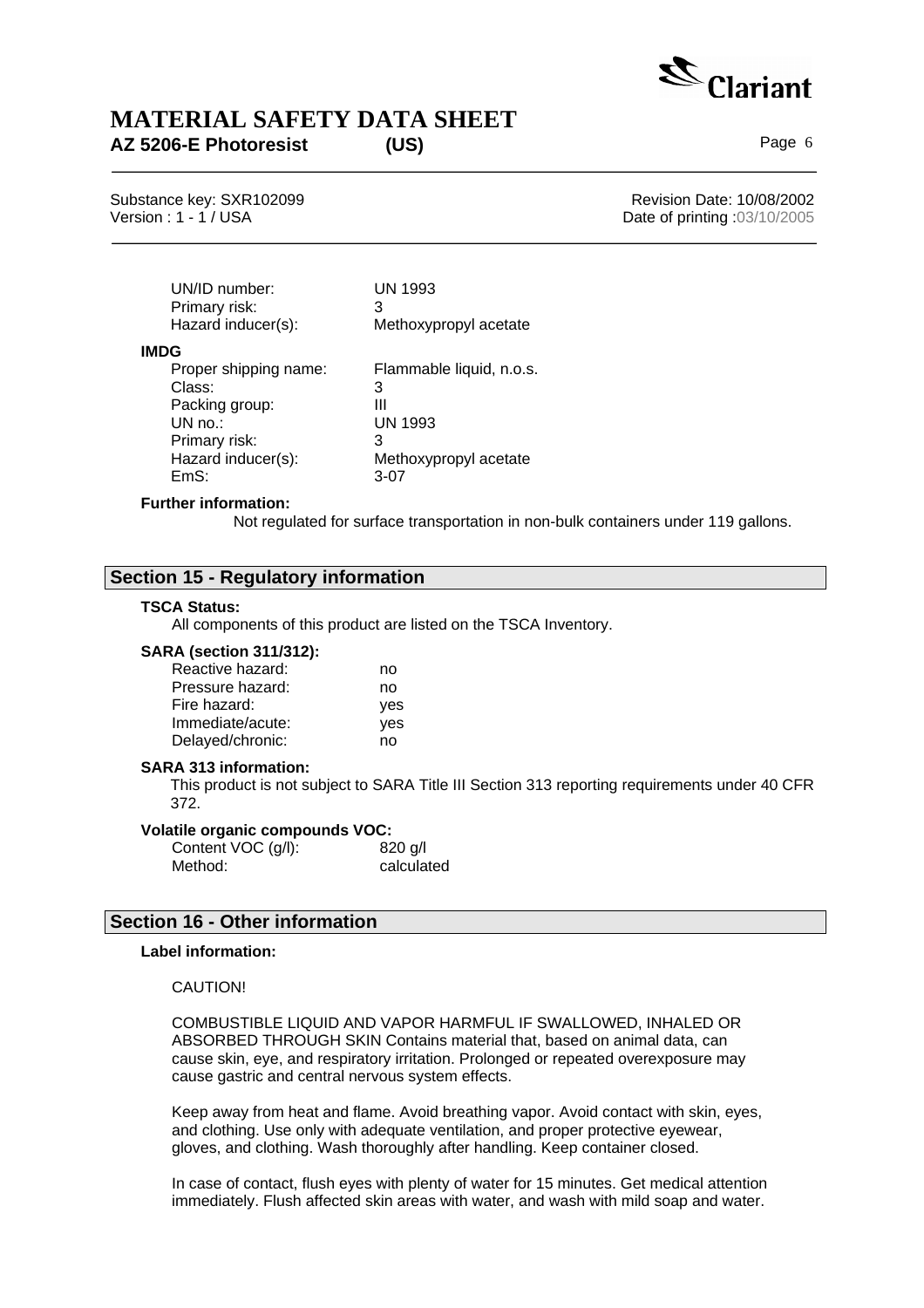| | |
|---|---|
| UN/ID number: | UN 1993 |
| Primary risk: | 3 |
| Hazard inducer(s): | Methoxypropyl acetate |

**IMDG**

| | |
|---|---|
| Proper shipping name: | Flammable liquid, n.o.s. |
| Class: | 3 |
| Packing group: | III |
| UN no.: | UN 1993 |
| Primary risk: | 3 |
| Hazard inducer(s): | Methoxypropyl acetate |
| EmS: | 3-07 |

**Further information:**

Not regulated for surface transportation in non-bulk containers under 119 gallons.

## Section 15 - Regulatory information

**TSCA Status:**

All components of this product are listed on the TSCA Inventory.

**SARA (section 311/312):**

| | |
|---|---|
| Reactive hazard: | no |
| Pressure hazard: | no |
| Fire hazard: | yes |
| Immediate/acute: | yes |
| Delayed/chronic: | no |

**SARA 313 information:**

This product is not subject to SARA Title III Section 313 reporting requirements under 40 CFR 372.

**Volatile organic compounds VOC:**

| | |
|---|---|
| Content VOC (g/l): | 820 g/l |
| Method: | calculated |

## Section 16 - Other information

**Label information:**

CAUTION!

COMBUSTIBLE LIQUID AND VAPOR HARMFUL IF SWALLOWED, INHALED OR ABSORBED THROUGH SKIN Contains material that, based on animal data, can cause skin, eye, and respiratory irritation. Prolonged or repeated overexposure may cause gastric and central nervous system effects.

Keep away from heat and flame. Avoid breathing vapor. Avoid contact with skin, eyes, and clothing. Use only with adequate ventilation, and proper protective eyewear, gloves, and clothing. Wash thoroughly after handling. Keep container closed.

In case of contact, flush eyes with plenty of water for 15 minutes. Get medical attention immediately. Flush affected skin areas with water, and wash with mild soap and water.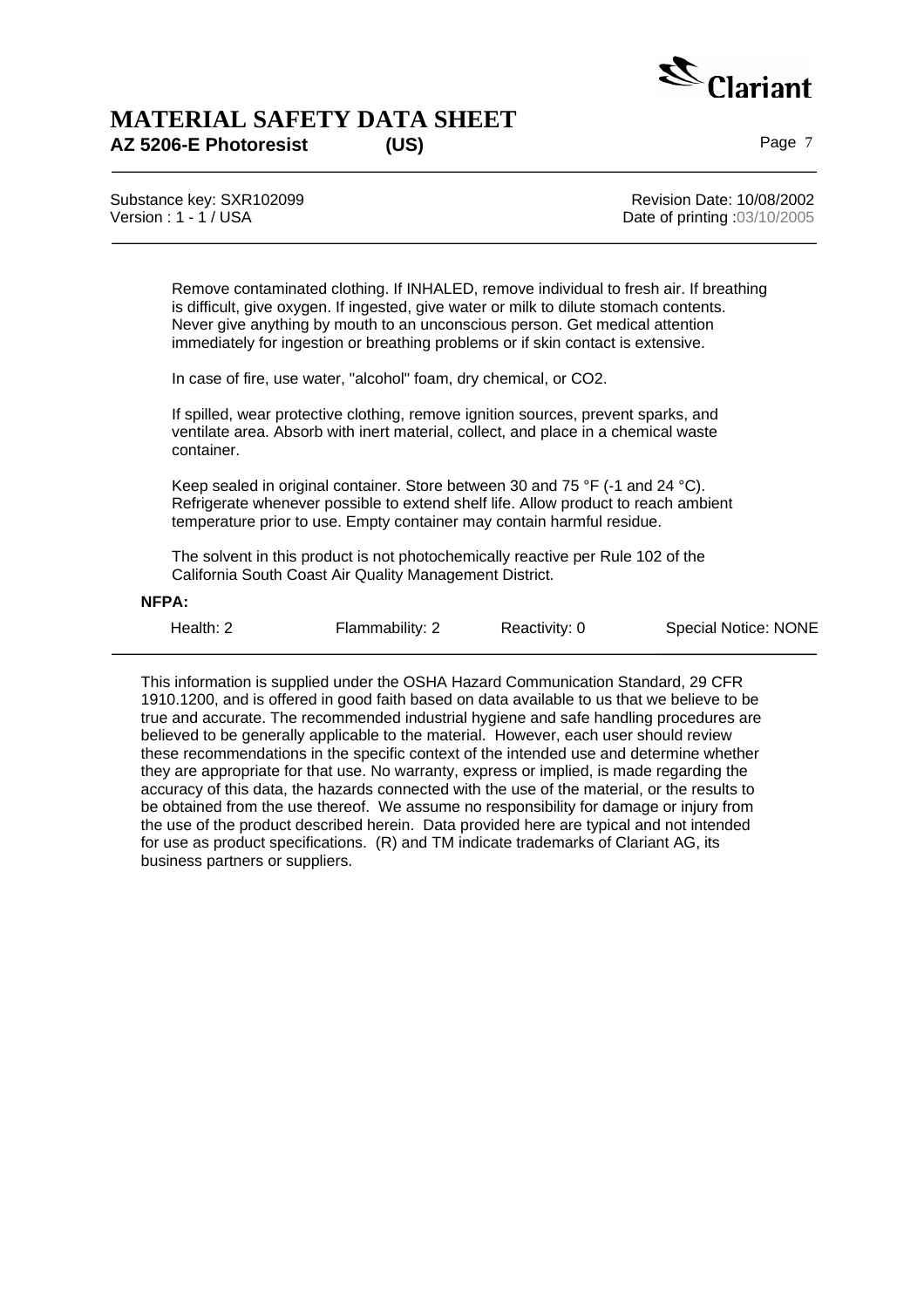Remove contaminated clothing. If INHALED, remove individual to fresh air. If breathing is difficult, give oxygen. If ingested, give water or milk to dilute stomach contents. Never give anything by mouth to an unconscious person. Get medical attention immediately for ingestion or breathing problems or if skin contact is extensive.

In case of fire, use water, "alcohol" foam, dry chemical, or CO2.

If spilled, wear protective clothing, remove ignition sources, prevent sparks, and ventilate area. Absorb with inert material, collect, and place in a chemical waste container.

Keep sealed in original container. Store between 30 and 75 °F (-1 and 24 °C). Refrigerate whenever possible to extend shelf life. Allow product to reach ambient temperature prior to use. Empty container may contain harmful residue.

The solvent in this product is not photochemically reactive per Rule 102 of the California South Coast Air Quality Management District.

**NFPA:**

| | | | |
|---|---|---|---|
| Health: 2 | Flammability: 2 | Reactivity: 0 | Special Notice: NONE |

This information is supplied under the OSHA Hazard Communication Standard, 29 CFR 1910.1200, and is offered in good faith based on data available to us that we believe to be true and accurate. The recommended industrial hygiene and safe handling procedures are believed to be generally applicable to the material. However, each user should review these recommendations in the specific context of the intended use and determine whether they are appropriate for that use. No warranty, express or implied, is made regarding the accuracy of this data, the hazards connected with the use of the material, or the results to be obtained from the use thereof. We assume no responsibility for damage or injury from the use of the product described herein. Data provided here are typical and not intended for use as product specifications. (R) and TM indicate trademarks of Clariant AG, its business partners or suppliers.